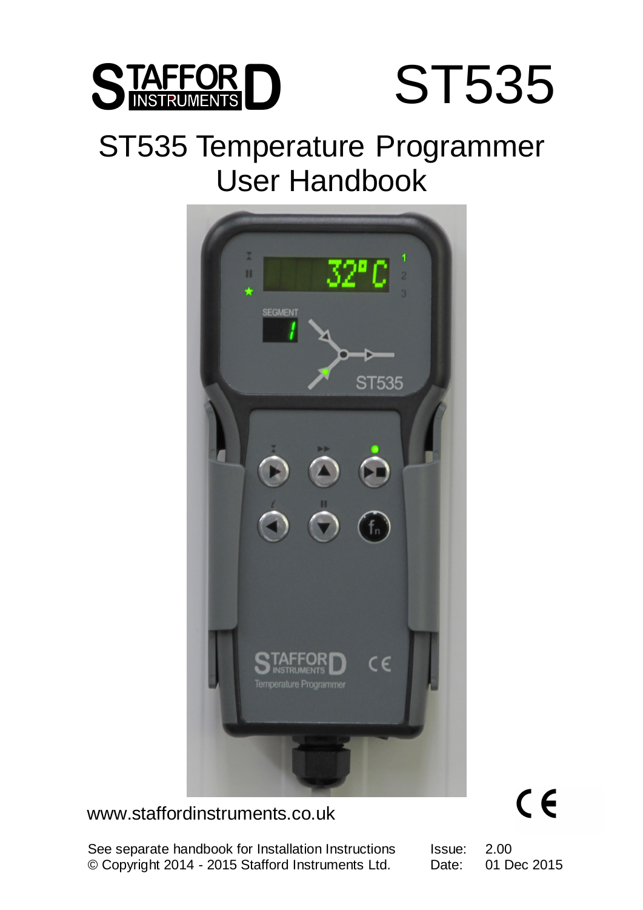STAFFORD INSTRUMENTS

# ST535

# ST535 Temperature Programmer User Handbook

www.staffordinstruments.co.uk

See separate handbook for Installation Instructions
© Copyright 2014 - 2015 Stafford Instruments Ltd.

Issue: 2.00
Date: 01 Dec 2015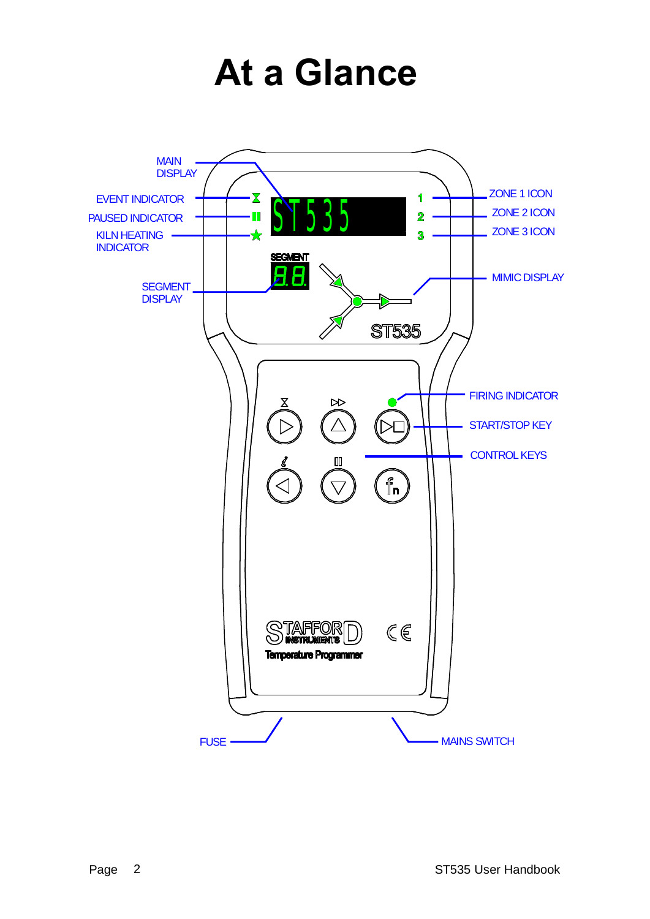# At a Glance

MAIN DISPLAY

EVENT INDICATOR

PAUSED INDICATOR

KILN HEATING INDICATOR

SEGMENT DISPLAY

ZONE 1 ICON

ZONE 2 ICON

ZONE 3 ICON

MIMIC DISPLAY

FIRING INDICATOR

START/STOP KEY

CONTROL KEYS

FUSE

MAINS SWITCH

ST535

SEGMENT

ST535

STAFFORD INSTRUMENTS

Temperature Programmer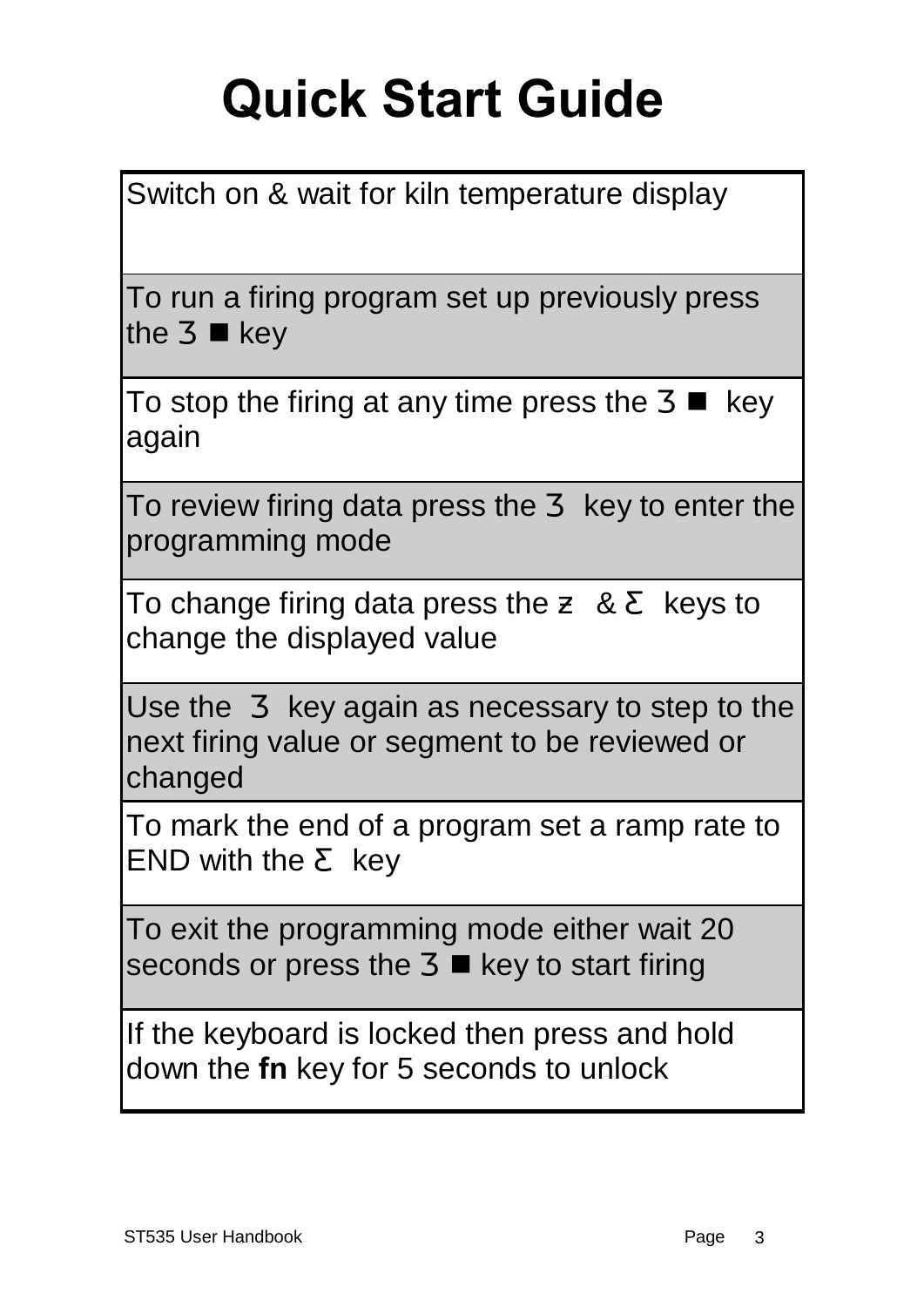# Quick Start Guide

| Switch on & wait for kiln temperature display |
|---|
| To run a firing program set up previously press the З ■ key |
| To stop the firing at any time press the З ■ key again |
| To review firing data press the З key to enter the programming mode |
| To change firing data press the ƶ & Ƹ keys to change the displayed value |
| Use the З key again as necessary to step to the next firing value or segment to be reviewed or changed |
| To mark the end of a program set a ramp rate to END with the Ƹ key |
| To exit the programming mode either wait 20 seconds or press the З ■ key to start firing |
| If the keyboard is locked then press and hold down the **fn** key for 5 seconds to unlock |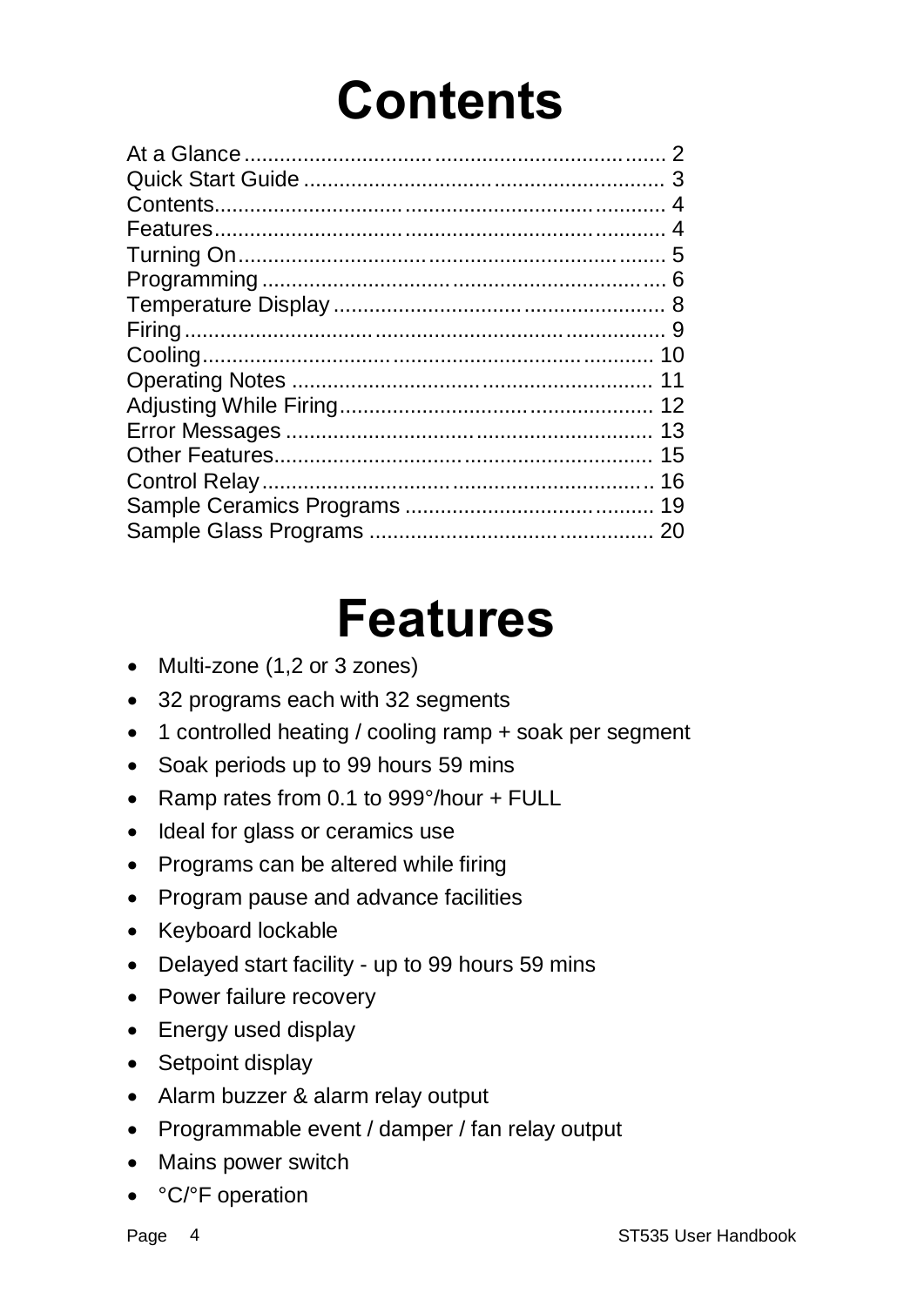# Contents

| | |
|---|---|
| At a Glance | 2 |
| Quick Start Guide | 3 |
| Contents | 4 |
| Features | 4 |
| Turning On | 5 |
| Programming | 6 |
| Temperature Display | 8 |
| Firing | 9 |
| Cooling | 10 |
| Operating Notes | 11 |
| Adjusting While Firing | 12 |
| Error Messages | 13 |
| Other Features | 15 |
| Control Relay | 16 |
| Sample Ceramics Programs | 19 |
| Sample Glass Programs | 20 |

# Features

- Multi-zone (1,2 or 3 zones)
- 32 programs each with 32 segments
- 1 controlled heating / cooling ramp + soak per segment
- Soak periods up to 99 hours 59 mins
- Ramp rates from 0.1 to 999°/hour + FULL
- Ideal for glass or ceramics use
- Programs can be altered while firing
- Program pause and advance facilities
- Keyboard lockable
- Delayed start facility - up to 99 hours 59 mins
- Power failure recovery
- Energy used display
- Setpoint display
- Alarm buzzer & alarm relay output
- Programmable event / damper / fan relay output
- Mains power switch
- °C/°F operation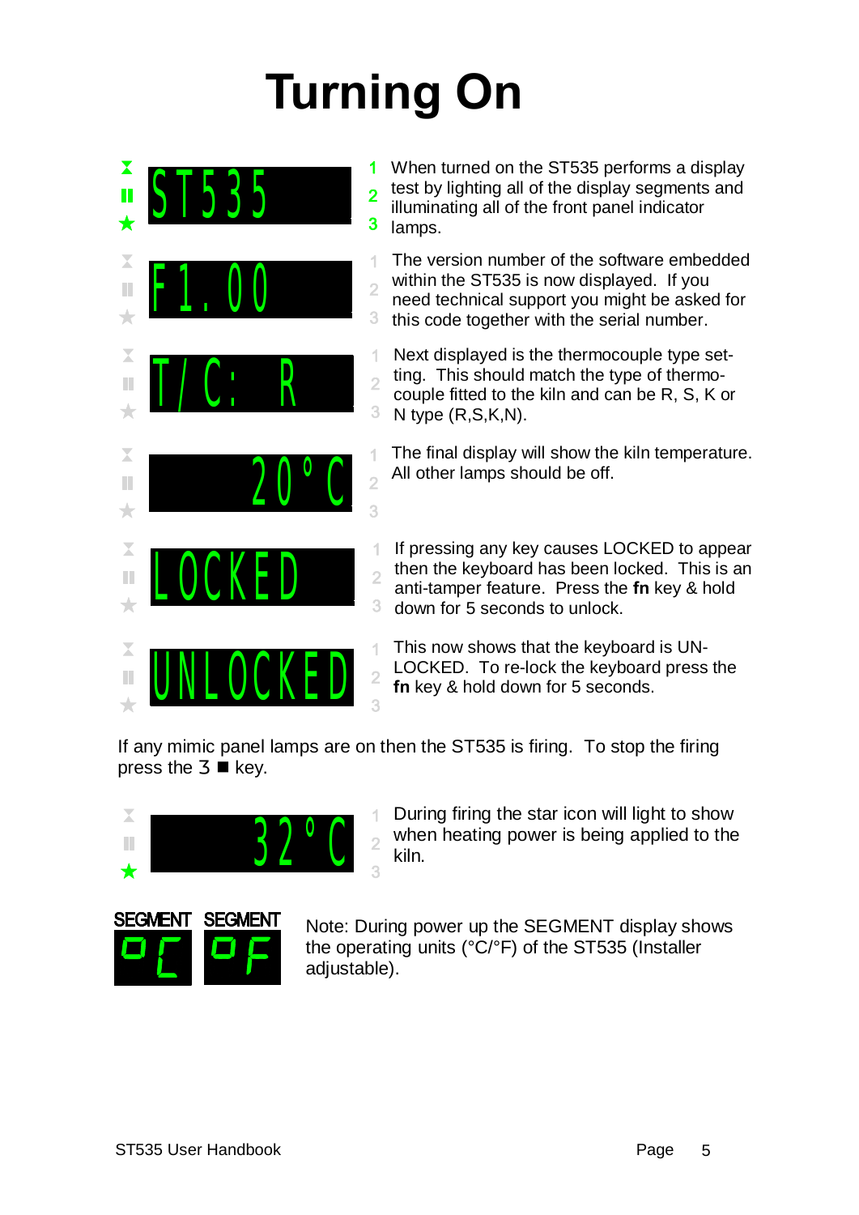# Turning On

ST535

When turned on the ST535 performs a display test by lighting all of the display segments and illuminating all of the front panel indicator lamps.

F1.00

The version number of the software embedded within the ST535 is now displayed. If you need technical support you might be asked for this code together with the serial number.

T/C: R

Next displayed is the thermocouple type setting. This should match the type of thermocouple fitted to the kiln and can be R, S, K or N type (R,S,K,N).

20°C

The final display will show the kiln temperature. All other lamps should be off.

LOCKED

If pressing any key causes LOCKED to appear then the keyboard has been locked. This is an anti-tamper feature. Press the **fn** key & hold down for 5 seconds to unlock.

UNLOCKED

This now shows that the keyboard is UNLOCKED. To re-lock the keyboard press the **fn** key & hold down for 5 seconds.

If any mimic panel lamps are on then the ST535 is firing. To stop the firing press the 3 ■ key.

32°C

During firing the star icon will light to show when heating power is being applied to the kiln.

SEGMENT SEGMENT

0C 0F

Note: During power up the SEGMENT display shows the operating units (°C/°F) of the ST535 (Installer adjustable).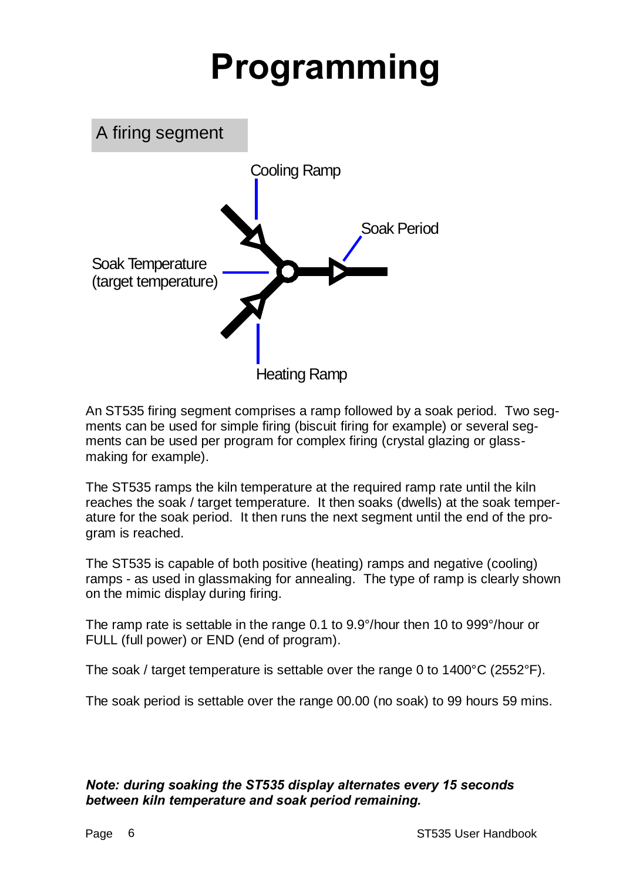# Programming

## A firing segment

Cooling Ramp

Soak Period

Soak Temperature
(target temperature)

Heating Ramp

An ST535 firing segment comprises a ramp followed by a soak period. Two segments can be used for simple firing (biscuit firing for example) or several segments can be used per program for complex firing (crystal glazing or glass-making for example).

The ST535 ramps the kiln temperature at the required ramp rate until the kiln reaches the soak / target temperature. It then soaks (dwells) at the soak temperature for the soak period. It then runs the next segment until the end of the program is reached.

The ST535 is capable of both positive (heating) ramps and negative (cooling) ramps - as used in glassmaking for annealing. The type of ramp is clearly shown on the mimic display during firing.

The ramp rate is settable in the range 0.1 to 9.9°/hour then 10 to 999°/hour or FULL (full power) or END (end of program).

The soak / target temperature is settable over the range 0 to 1400°C (2552°F).

The soak period is settable over the range 00.00 (no soak) to 99 hours 59 mins.

***Note: during soaking the ST535 display alternates every 15 seconds between kiln temperature and soak period remaining.***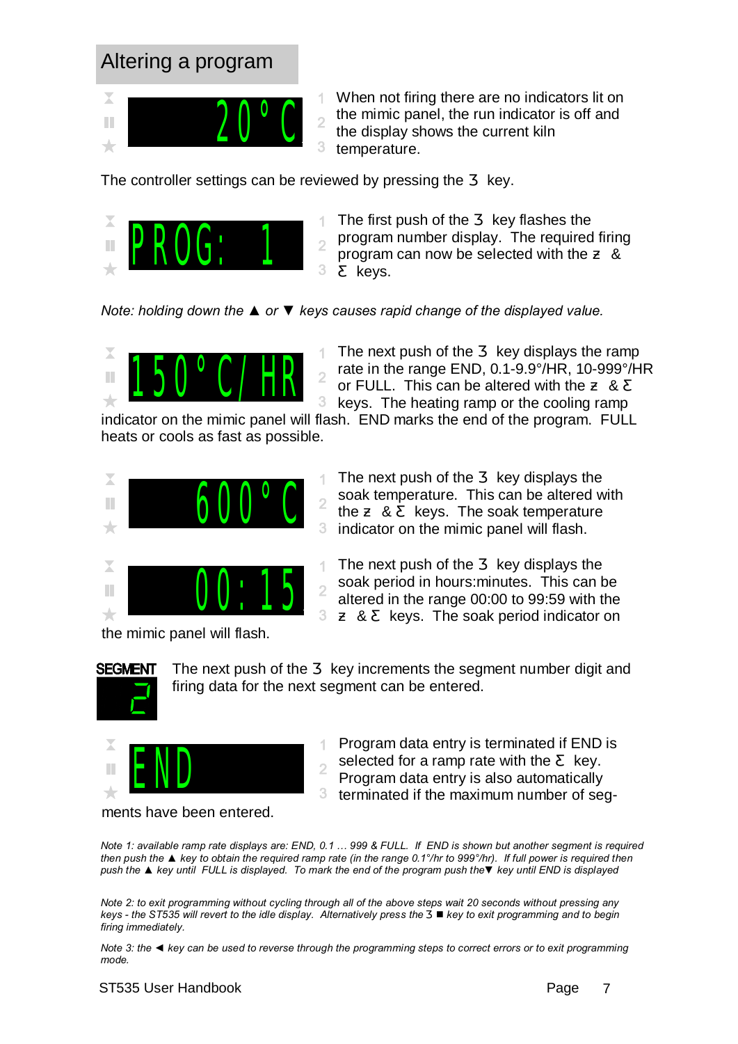## Altering a program

20°C

When not firing there are no indicators lit on the mimic panel, the run indicator is off and the display shows the current kiln temperature.

The controller settings can be reviewed by pressing the 3 key.

PROG: 1

The first push of the 3 key flashes the program number display. The required firing program can now be selected with the z & Σ keys.

*Note: holding down the ▲ or ▼ keys causes rapid change of the displayed value.*

150°C/HR

The next push of the 3 key displays the ramp rate in the range END, 0.1-9.9°/HR, 10-999°/HR or FULL. This can be altered with the z & Σ keys. The heating ramp or the cooling ramp indicator on the mimic panel will flash. END marks the end of the program. FULL heats or cools as fast as possible.

600°C

The next push of the 3 key displays the soak temperature. This can be altered with the z & Σ keys. The soak temperature indicator on the mimic panel will flash.

00:15

The next push of the 3 key displays the soak period in hours:minutes. This can be altered in the range 00:00 to 99:59 with the z & Σ keys. The soak period indicator on the mimic panel will flash.

SEGMENT 2

The next push of the 3 key increments the segment number digit and firing data for the next segment can be entered.

END

Program data entry is terminated if END is selected for a ramp rate with the Σ key. Program data entry is also automatically terminated if the maximum number of segments have been entered.

*Note 1: available ramp rate displays are: END, 0.1 … 999 & FULL. If END is shown but another segment is required then push the ▲ key to obtain the required ramp rate (in the range 0.1°/hr to 999°/hr). If full power is required then push the ▲ key until FULL is displayed. To mark the end of the program push the▼ key until END is displayed*

*Note 2: to exit programming without cycling through all of the above steps wait 20 seconds without pressing any keys - the ST535 will revert to the idle display. Alternatively press the 3 ■ key to exit programming and to begin firing immediately.*

*Note 3: the ◄ key can be used to reverse through the programming steps to correct errors or to exit programming mode.*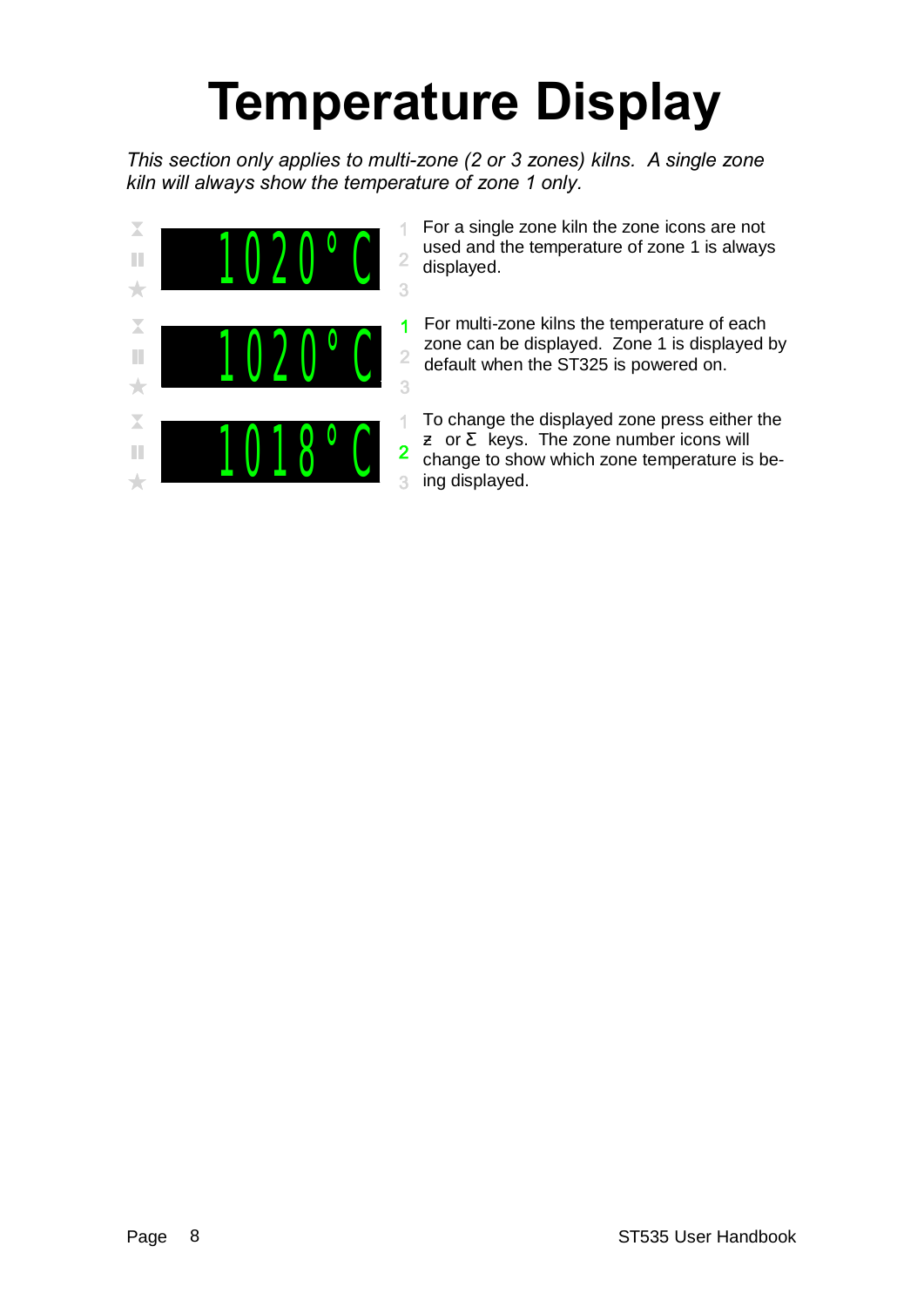# Temperature Display

*This section only applies to multi-zone (2 or 3 zones) kilns. A single zone kiln will always show the temperature of zone 1 only.*

1020°C

For a single zone kiln the zone icons are not used and the temperature of zone 1 is always displayed.

1020°C

For multi-zone kilns the temperature of each zone can be displayed. Zone 1 is displayed by default when the ST325 is powered on.

1018°C

To change the displayed zone press either the z or Σ keys. The zone number icons will change to show which zone temperature is being displayed.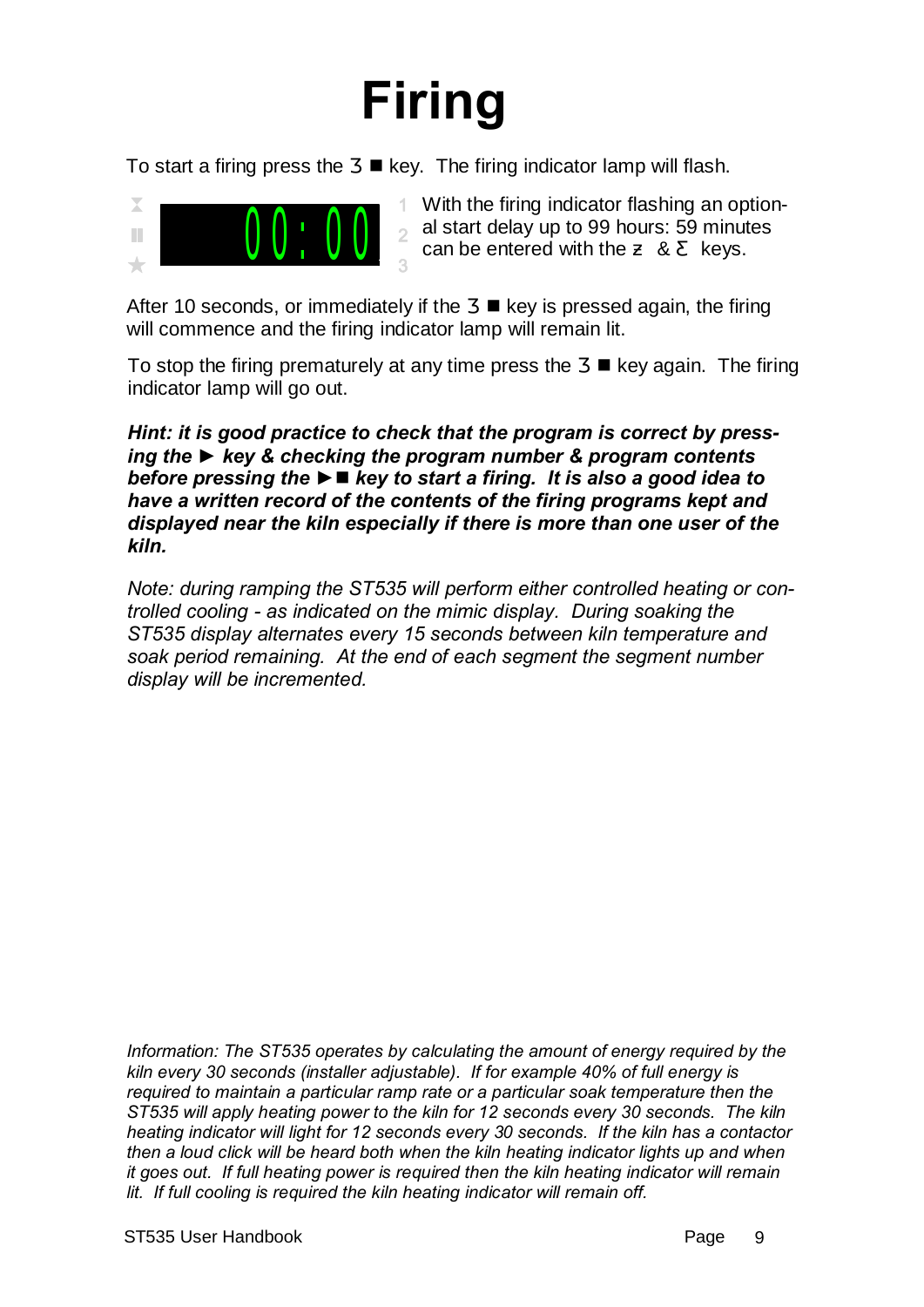# Firing

To start a firing press the 3 ■ key. The firing indicator lamp will flash.

00:00

With the firing indicator flashing an optional start delay up to 99 hours: 59 minutes can be entered with the z & Σ keys.

After 10 seconds, or immediately if the 3 ■ key is pressed again, the firing will commence and the firing indicator lamp will remain lit.

To stop the firing prematurely at any time press the 3 ■ key again. The firing indicator lamp will go out.

***Hint: it is good practice to check that the program is correct by pressing the ► key & checking the program number & program contents before pressing the ►■ key to start a firing. It is also a good idea to have a written record of the contents of the firing programs kept and displayed near the kiln especially if there is more than one user of the kiln.***

*Note: during ramping the ST535 will perform either controlled heating or controlled cooling - as indicated on the mimic display. During soaking the ST535 display alternates every 15 seconds between kiln temperature and soak period remaining. At the end of each segment the segment number display will be incremented.*

*Information: The ST535 operates by calculating the amount of energy required by the kiln every 30 seconds (installer adjustable). If for example 40% of full energy is required to maintain a particular ramp rate or a particular soak temperature then the ST535 will apply heating power to the kiln for 12 seconds every 30 seconds. The kiln heating indicator will light for 12 seconds every 30 seconds. If the kiln has a contactor then a loud click will be heard both when the kiln heating indicator lights up and when it goes out. If full heating power is required then the kiln heating indicator will remain lit. If full cooling is required the kiln heating indicator will remain off.*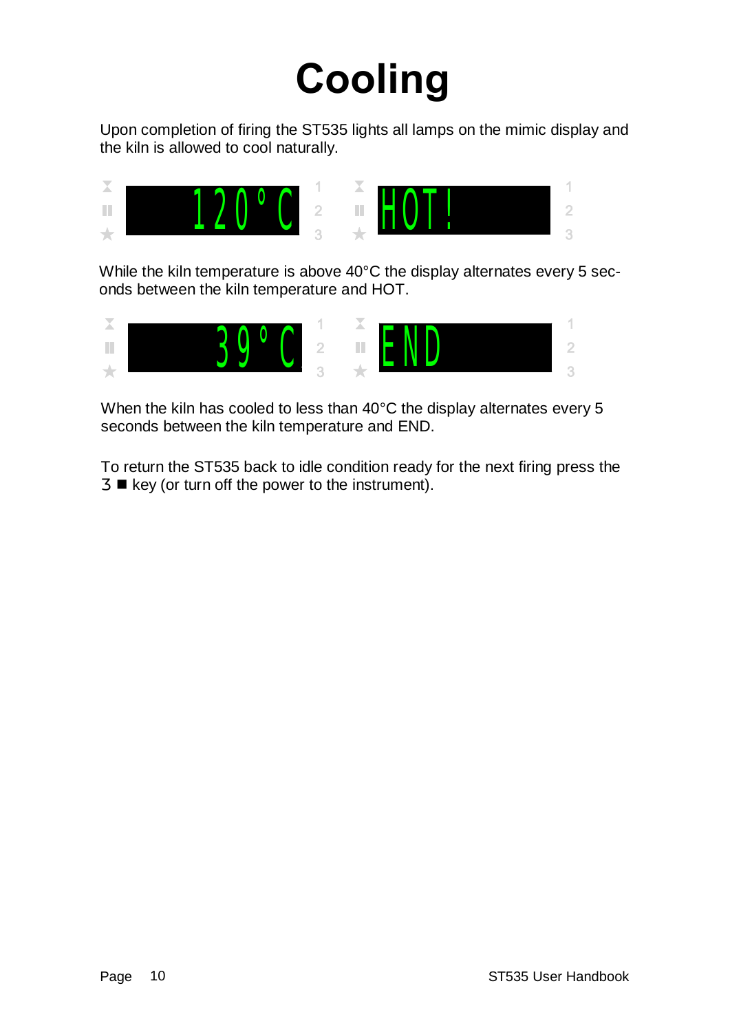# Cooling

Upon completion of firing the ST535 lights all lamps on the mimic display and the kiln is allowed to cool naturally.

120°C        HOT!

While the kiln temperature is above 40°C the display alternates every 5 seconds between the kiln temperature and HOT.

39°C        END

When the kiln has cooled to less than 40°C the display alternates every 5 seconds between the kiln temperature and END.

To return the ST535 back to idle condition ready for the next firing press the 3 ■ key (or turn off the power to the instrument).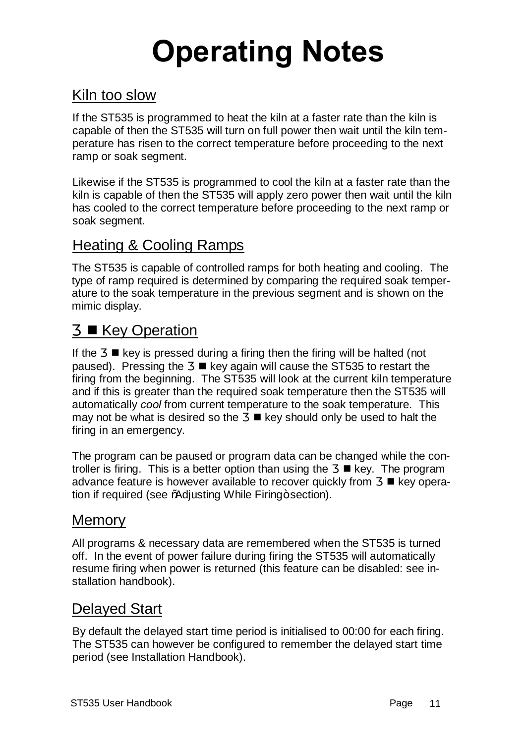# Operating Notes

## Kiln too slow

If the ST535 is programmed to heat the kiln at a faster rate than the kiln is capable of then the ST535 will turn on full power then wait until the kiln temperature has risen to the correct temperature before proceeding to the next ramp or soak segment.

Likewise if the ST535 is programmed to cool the kiln at a faster rate than the kiln is capable of then the ST535 will apply zero power then wait until the kiln has cooled to the correct temperature before proceeding to the next ramp or soak segment.

## Heating & Cooling Ramps

The ST535 is capable of controlled ramps for both heating and cooling. The type of ramp required is determined by comparing the required soak temperature to the soak temperature in the previous segment and is shown on the mimic display.

## 3 ■ Key Operation

If the 3 ■ key is pressed during a firing then the firing will be halted (not paused). Pressing the 3 ■ key again will cause the ST535 to restart the firing from the beginning. The ST535 will look at the current kiln temperature and if this is greater than the required soak temperature then the ST535 will automatically *cool* from current temperature to the soak temperature. This may not be what is desired so the 3 ■ key should only be used to halt the firing in an emergency.

The program can be paused or program data can be changed while the controller is firing. This is a better option than using the 3 ■ key. The program advance feature is however available to recover quickly from 3 ■ key operation if required (see ñAdjusting While Firingò section).

## Memory

All programs & necessary data are remembered when the ST535 is turned off. In the event of power failure during firing the ST535 will automatically resume firing when power is returned (this feature can be disabled: see installation handbook).

## Delayed Start

By default the delayed start time period is initialised to 00:00 for each firing. The ST535 can however be configured to remember the delayed start time period (see Installation Handbook).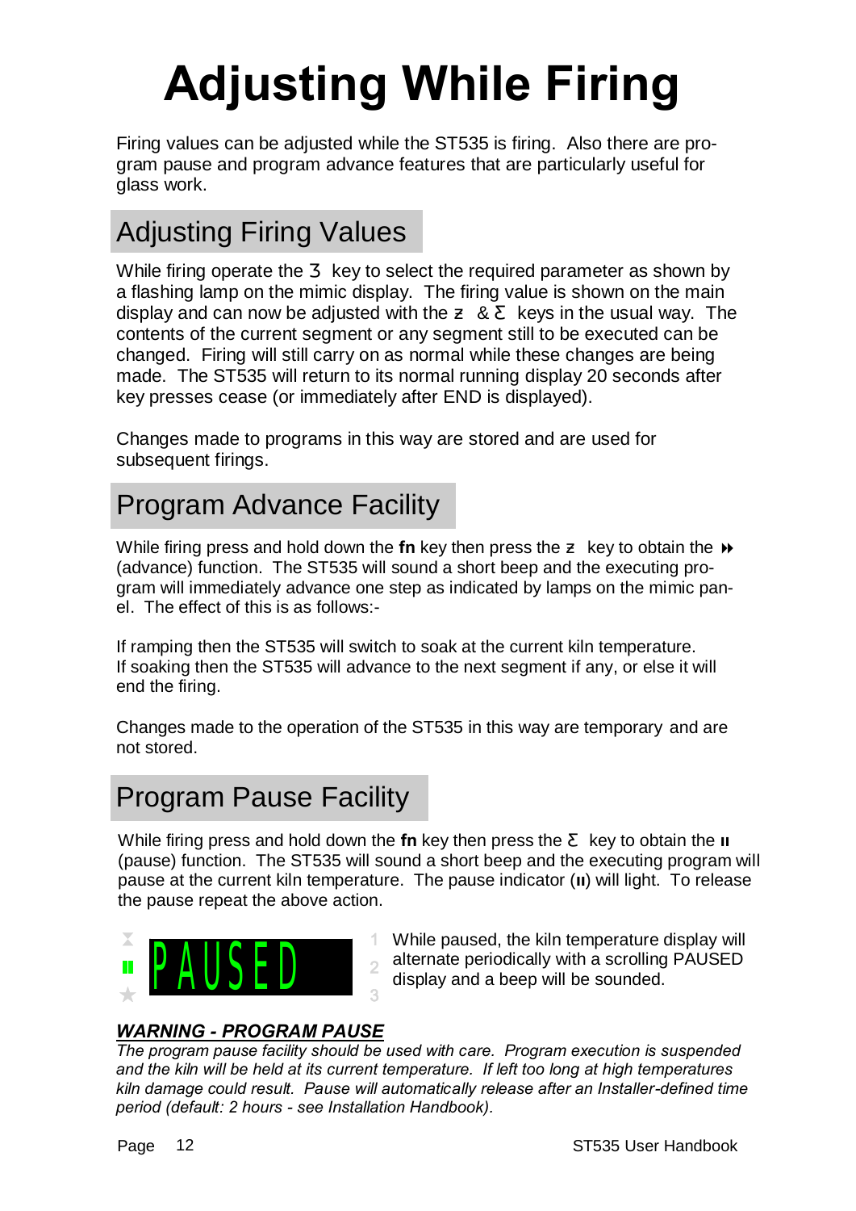# Adjusting While Firing

Firing values can be adjusted while the ST535 is firing. Also there are program pause and program advance features that are particularly useful for glass work.

## Adjusting Firing Values

While firing operate the 3 key to select the required parameter as shown by a flashing lamp on the mimic display. The firing value is shown on the main display and can now be adjusted with the z & Σ keys in the usual way. The contents of the current segment or any segment still to be executed can be changed. Firing will still carry on as normal while these changes are being made. The ST535 will return to its normal running display 20 seconds after key presses cease (or immediately after END is displayed).

Changes made to programs in this way are stored and are used for subsequent firings.

## Program Advance Facility

While firing press and hold down the **fn** key then press the z key to obtain the ⏩ (advance) function. The ST535 will sound a short beep and the executing program will immediately advance one step as indicated by lamps on the mimic panel. The effect of this is as follows:-

If ramping then the ST535 will switch to soak at the current kiln temperature.
If soaking then the ST535 will advance to the next segment if any, or else it will end the firing.

Changes made to the operation of the ST535 in this way are temporary and are not stored.

## Program Pause Facility

While firing press and hold down the **fn** key then press the Σ key to obtain the ⏸ (pause) function. The ST535 will sound a short beep and the executing program will pause at the current kiln temperature. The pause indicator (⏸) will light. To release the pause repeat the above action.

PAUSED

While paused, the kiln temperature display will alternate periodically with a scrolling PAUSED display and a beep will be sounded.

***WARNING - PROGRAM PAUSE***

*The program pause facility should be used with care. Program execution is suspended and the kiln will be held at its current temperature. If left too long at high temperatures kiln damage could result. Pause will automatically release after an Installer-defined time period (default: 2 hours - see Installation Handbook).*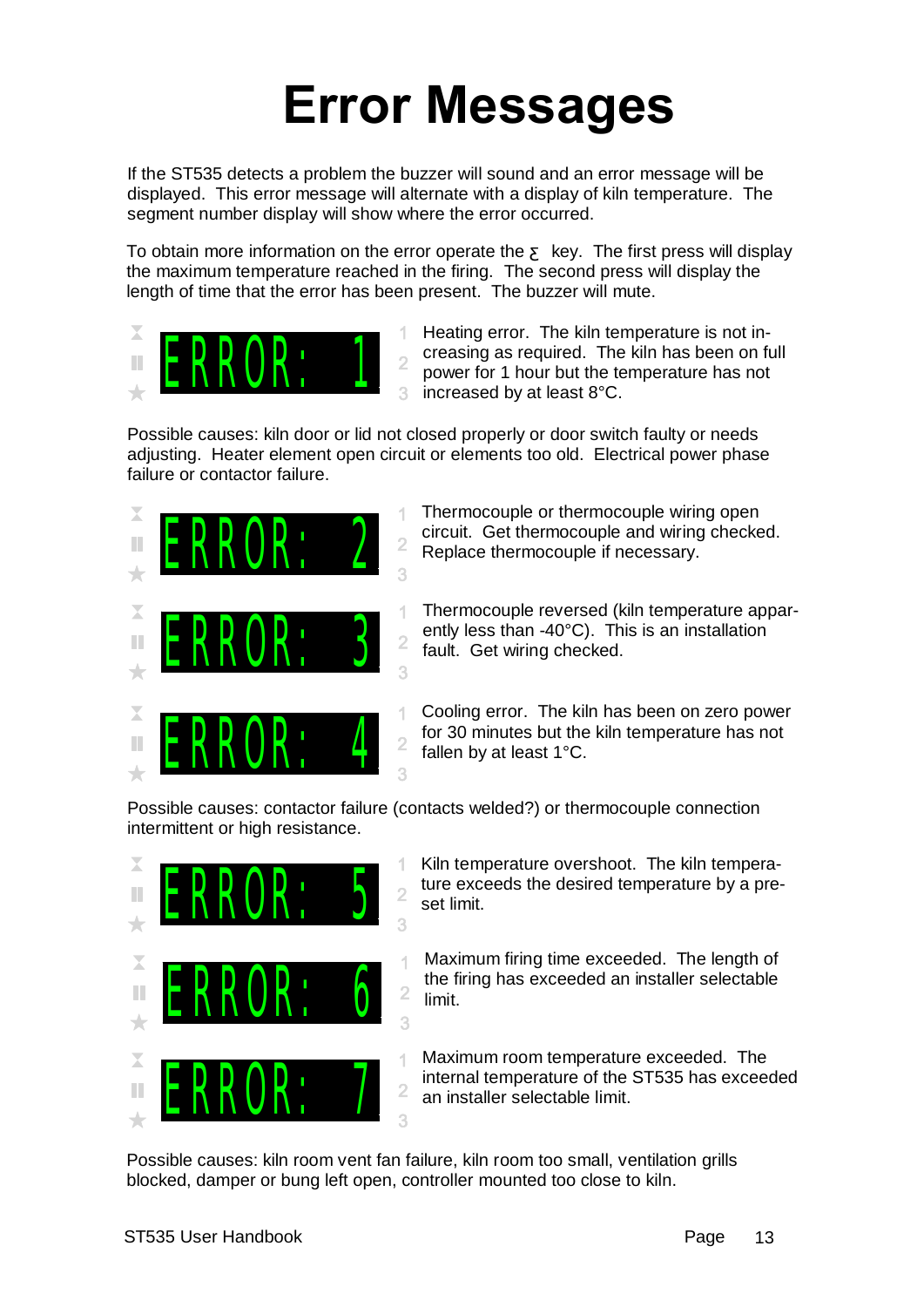# Error Messages

If the ST535 detects a problem the buzzer will sound and an error message will be displayed. This error message will alternate with a display of kiln temperature. The segment number display will show where the error occurred.

To obtain more information on the error operate the Σ key. The first press will display the maximum temperature reached in the firing. The second press will display the length of time that the error has been present. The buzzer will mute.

**ERROR: 1**

Heating error. The kiln temperature is not increasing as required. The kiln has been on full power for 1 hour but the temperature has not increased by at least 8°C.

Possible causes: kiln door or lid not closed properly or door switch faulty or needs adjusting. Heater element open circuit or elements too old. Electrical power phase failure or contactor failure.

**ERROR: 2**

Thermocouple or thermocouple wiring open circuit. Get thermocouple and wiring checked. Replace thermocouple if necessary.

**ERROR: 3**

Thermocouple reversed (kiln temperature apparently less than -40°C). This is an installation fault. Get wiring checked.

**ERROR: 4**

Cooling error. The kiln has been on zero power for 30 minutes but the kiln temperature has not fallen by at least 1°C.

Possible causes: contactor failure (contacts welded?) or thermocouple connection intermittent or high resistance.

**ERROR: 5**

Kiln temperature overshoot. The kiln temperature exceeds the desired temperature by a preset limit.

**ERROR: 6**

Maximum firing time exceeded. The length of the firing has exceeded an installer selectable limit.

**ERROR: 7**

Maximum room temperature exceeded. The internal temperature of the ST535 has exceeded an installer selectable limit.

Possible causes: kiln room vent fan failure, kiln room too small, ventilation grills blocked, damper or bung left open, controller mounted too close to kiln.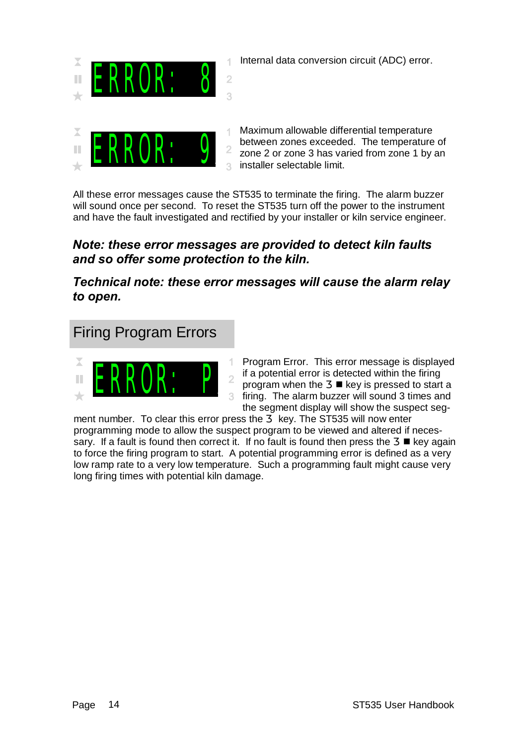ERROR: 8

Internal data conversion circuit (ADC) error.

ERROR: 9

Maximum allowable differential temperature between zones exceeded. The temperature of zone 2 or zone 3 has varied from zone 1 by an installer selectable limit.

All these error messages cause the ST535 to terminate the firing. The alarm buzzer will sound once per second. To reset the ST535 turn off the power to the instrument and have the fault investigated and rectified by your installer or kiln service engineer.

***Note: these error messages are provided to detect kiln faults and so offer some protection to the kiln.***

***Technical note: these error messages will cause the alarm relay to open.***

## Firing Program Errors

ERROR: P

Program Error. This error message is displayed if a potential error is detected within the firing program when the 3 ■ key is pressed to start a firing. The alarm buzzer will sound 3 times and the segment display will show the suspect segment number. To clear this error press the 3 key. The ST535 will now enter programming mode to allow the suspect program to be viewed and altered if necessary. If a fault is found then correct it. If no fault is found then press the 3 ■ key again to force the firing program to start. A potential programming error is defined as a very low ramp rate to a very low temperature. Such a programming fault might cause very long firing times with potential kiln damage.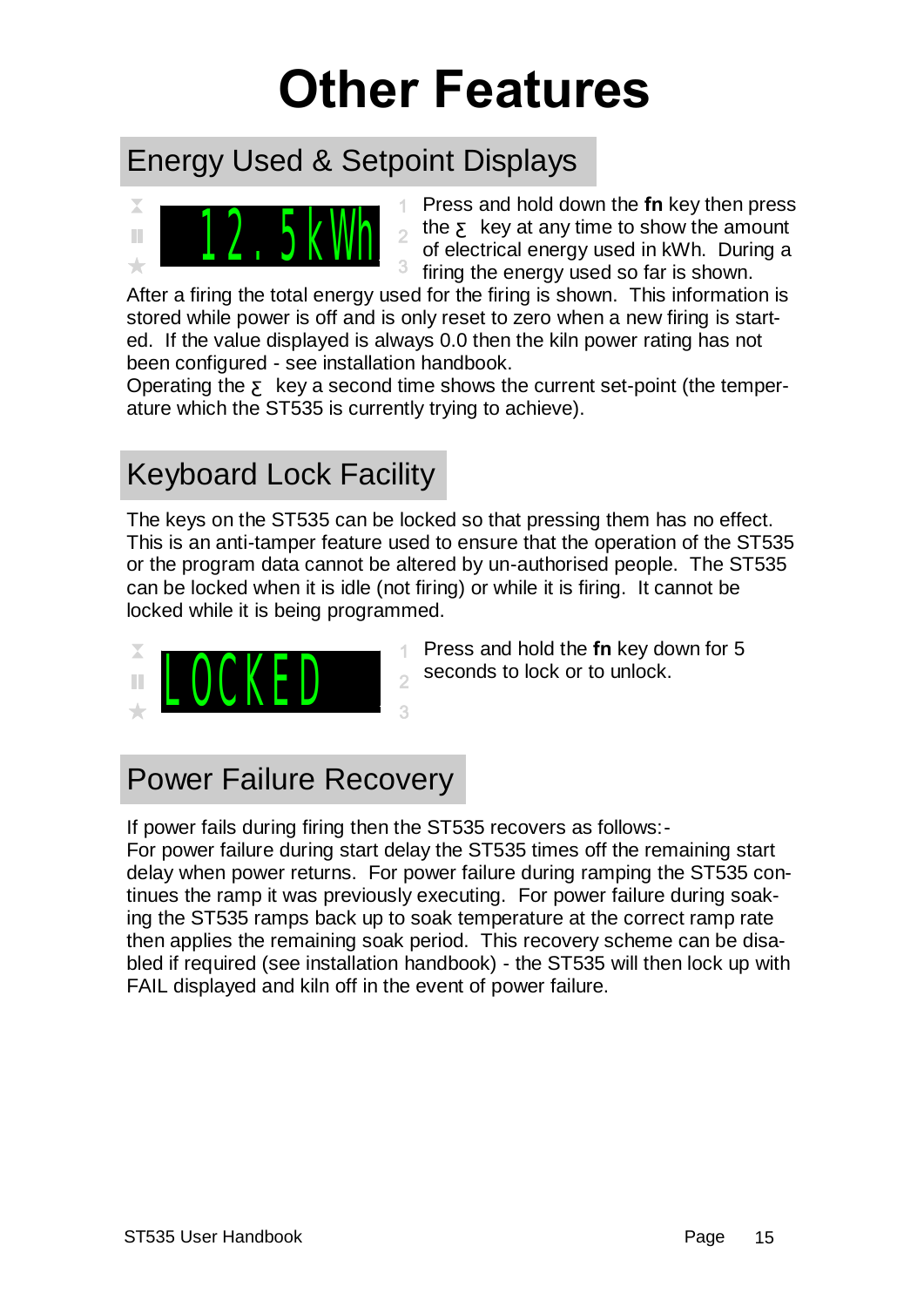# Other Features

## Energy Used & Setpoint Displays

12.5kWh

Press and hold down the **fn** key then press the Σ key at any time to show the amount of electrical energy used in kWh. During a firing the energy used so far is shown.

After a firing the total energy used for the firing is shown. This information is stored while power is off and is only reset to zero when a new firing is started. If the value displayed is always 0.0 then the kiln power rating has not been configured - see installation handbook.

Operating the Σ key a second time shows the current set-point (the temperature which the ST535 is currently trying to achieve).

## Keyboard Lock Facility

The keys on the ST535 can be locked so that pressing them has no effect. This is an anti-tamper feature used to ensure that the operation of the ST535 or the program data cannot be altered by un-authorised people. The ST535 can be locked when it is idle (not firing) or while it is firing. It cannot be locked while it is being programmed.

LOCKED

Press and hold the **fn** key down for 5 seconds to lock or to unlock.

## Power Failure Recovery

If power fails during firing then the ST535 recovers as follows:-
For power failure during start delay the ST535 times off the remaining start delay when power returns. For power failure during ramping the ST535 continues the ramp it was previously executing. For power failure during soaking the ST535 ramps back up to soak temperature at the correct ramp rate then applies the remaining soak period. This recovery scheme can be disabled if required (see installation handbook) - the ST535 will then lock up with FAIL displayed and kiln off in the event of power failure.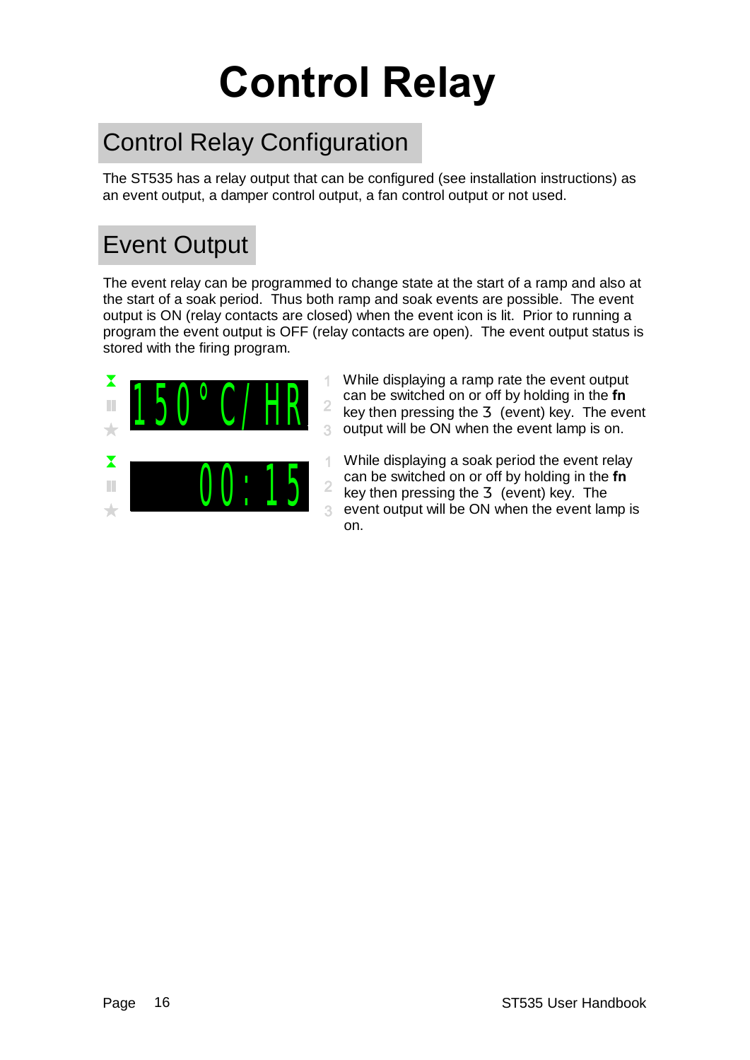# Control Relay

## Control Relay Configuration

The ST535 has a relay output that can be configured (see installation instructions) as an event output, a damper control output, a fan control output or not used.

## Event Output

The event relay can be programmed to change state at the start of a ramp and also at the start of a soak period. Thus both ramp and soak events are possible. The event output is ON (relay contacts are closed) when the event icon is lit. Prior to running a program the event output is OFF (relay contacts are open). The event output status is stored with the firing program.

150°C/HR

While displaying a ramp rate the event output can be switched on or off by holding in the **fn** key then pressing the 3 (event) key. The event output will be ON when the event lamp is on.

00:15

While displaying a soak period the event relay can be switched on or off by holding in the **fn** key then pressing the 3 (event) key. The event output will be ON when the event lamp is on.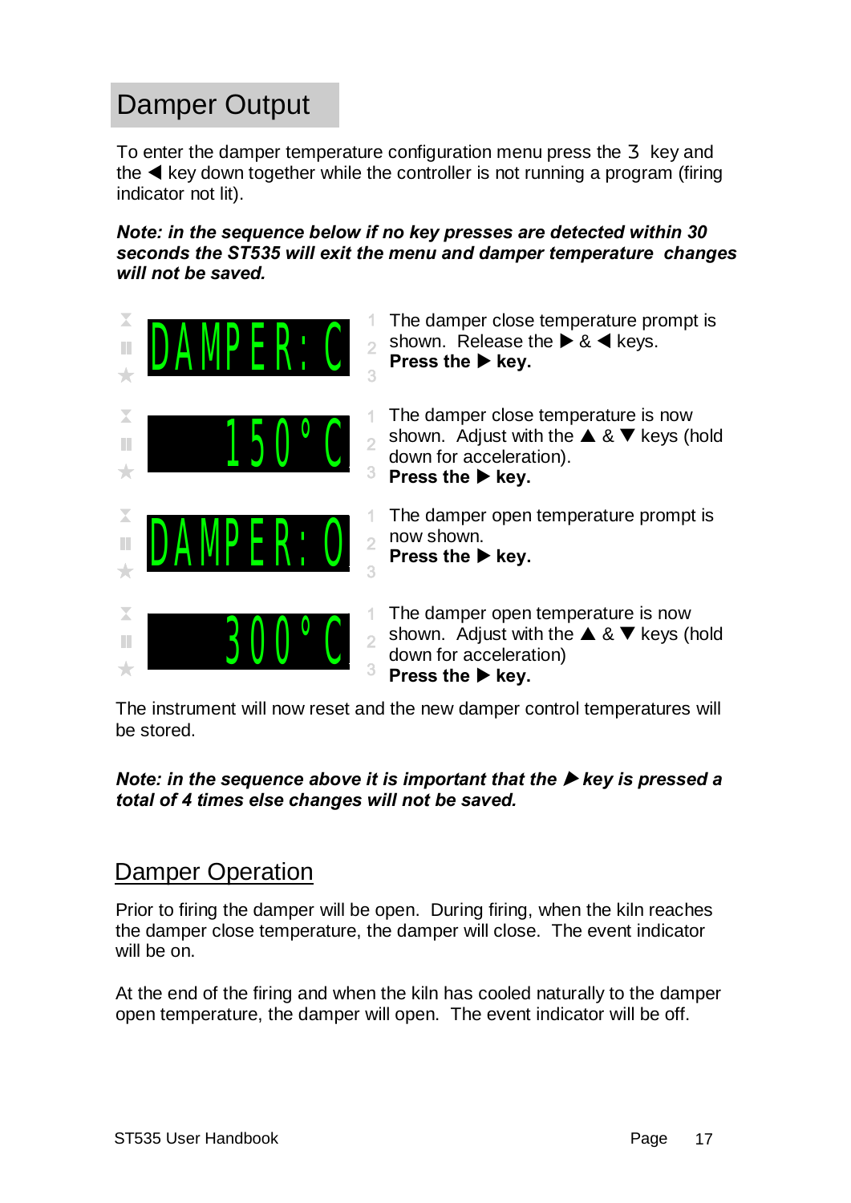## Damper Output

To enter the damper temperature configuration menu press the 3 key and the ◀ key down together while the controller is not running a program (firing indicator not lit).

***Note: in the sequence below if no key presses are detected within 30 seconds the ST535 will exit the menu and damper temperature changes will not be saved.***

| Display | Instructions |
| --- | --- |
| DAMPER: C | The damper close temperature prompt is shown. Release the ▶ & ◀ keys. **Press the ▶ key.** |
| 150°C | The damper close temperature is now shown. Adjust with the ▲ & ▼ keys (hold down for acceleration). **Press the ▶ key.** |
| DAMPER: O | The damper open temperature prompt is now shown. **Press the ▶ key.** |
| 300°C | The damper open temperature is now shown. Adjust with the ▲ & ▼ keys (hold down for acceleration) **Press the ▶ key.** |

The instrument will now reset and the new damper control temperatures will be stored.

***Note: in the sequence above it is important that the ▶ key is pressed a total of 4 times else changes will not be saved.***

### Damper Operation

Prior to firing the damper will be open. During firing, when the kiln reaches the damper close temperature, the damper will close. The event indicator will be on.

At the end of the firing and when the kiln has cooled naturally to the damper open temperature, the damper will open. The event indicator will be off.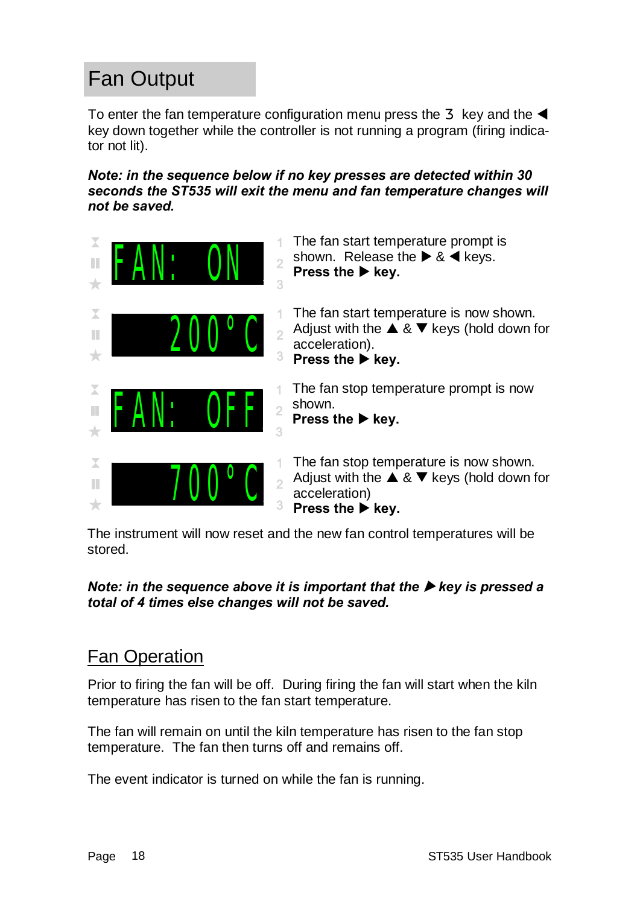# Fan Output

To enter the fan temperature configuration menu press the 3 key and the ◀ key down together while the controller is not running a program (firing indicator not lit).

***Note: in the sequence below if no key presses are detected within 30 seconds the ST535 will exit the menu and fan temperature changes will not be saved.***

| Display | Instructions |
| --- | --- |
| FAN: ON | The fan start temperature prompt is shown. Release the ▶ & ◀ keys. **Press the ▶ key.** |
| 200°C | The fan start temperature is now shown. Adjust with the ▲ & ▼ keys (hold down for acceleration). **Press the ▶ key.** |
| FAN: OFF | The fan stop temperature prompt is now shown. **Press the ▶ key.** |
| 700°C | The fan stop temperature is now shown. Adjust with the ▲ & ▼ keys (hold down for acceleration) **Press the ▶ key.** |

The instrument will now reset and the new fan control temperatures will be stored.

***Note: in the sequence above it is important that the ▶ key is pressed a total of 4 times else changes will not be saved.***

## Fan Operation

Prior to firing the fan will be off. During firing the fan will start when the kiln temperature has risen to the fan start temperature.

The fan will remain on until the kiln temperature has risen to the fan stop temperature. The fan then turns off and remains off.

The event indicator is turned on while the fan is running.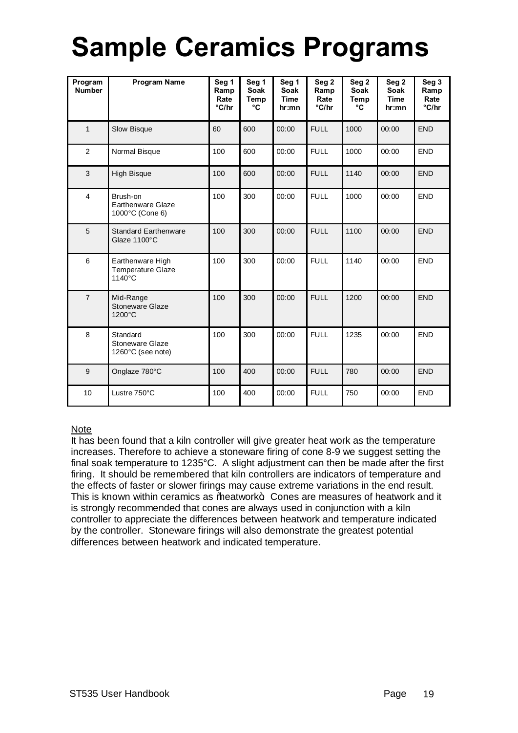# Sample Ceramics Programs

| Program Number | Program Name | Seg 1 Ramp Rate °C/hr | Seg 1 Soak Temp °C | Seg 1 Soak Time hr:mn | Seg 2 Ramp Rate °C/hr | Seg 2 Soak Temp °C | Seg 2 Soak Time hr:mn | Seg 3 Ramp Rate °C/hr |
|---|---|---|---|---|---|---|---|---|
| 1 | Slow Bisque | 60 | 600 | 00:00 | FULL | 1000 | 00:00 | END |
| 2 | Normal Bisque | 100 | 600 | 00:00 | FULL | 1000 | 00:00 | END |
| 3 | High Bisque | 100 | 600 | 00:00 | FULL | 1140 | 00:00 | END |
| 4 | Brush-on Earthenware Glaze 1000°C (Cone 6) | 100 | 300 | 00:00 | FULL | 1000 | 00:00 | END |
| 5 | Standard Earthenware Glaze 1100°C | 100 | 300 | 00:00 | FULL | 1100 | 00:00 | END |
| 6 | Earthenware High Temperature Glaze 1140°C | 100 | 300 | 00:00 | FULL | 1140 | 00:00 | END |
| 7 | Mid-Range Stoneware Glaze 1200°C | 100 | 300 | 00:00 | FULL | 1200 | 00:00 | END |
| 8 | Standard Stoneware Glaze 1260°C (see note) | 100 | 300 | 00:00 | FULL | 1235 | 00:00 | END |
| 9 | Onglaze 780°C | 100 | 400 | 00:00 | FULL | 780 | 00:00 | END |
| 10 | Lustre 750°C | 100 | 400 | 00:00 | FULL | 750 | 00:00 | END |

Note

It has been found that a kiln controller will give greater heat work as the temperature increases. Therefore to achieve a stoneware firing of cone 8-9 we suggest setting the final soak temperature to 1235°C. A slight adjustment can then be made after the first firing. It should be remembered that kiln controllers are indicators of temperature and the effects of faster or slower firings may cause extreme variations in the end result. This is known within ceramics as "heatwork". Cones are measures of heatwork and it is strongly recommended that cones are always used in conjunction with a kiln controller to appreciate the differences between heatwork and temperature indicated by the controller. Stoneware firings will also demonstrate the greatest potential differences between heatwork and indicated temperature.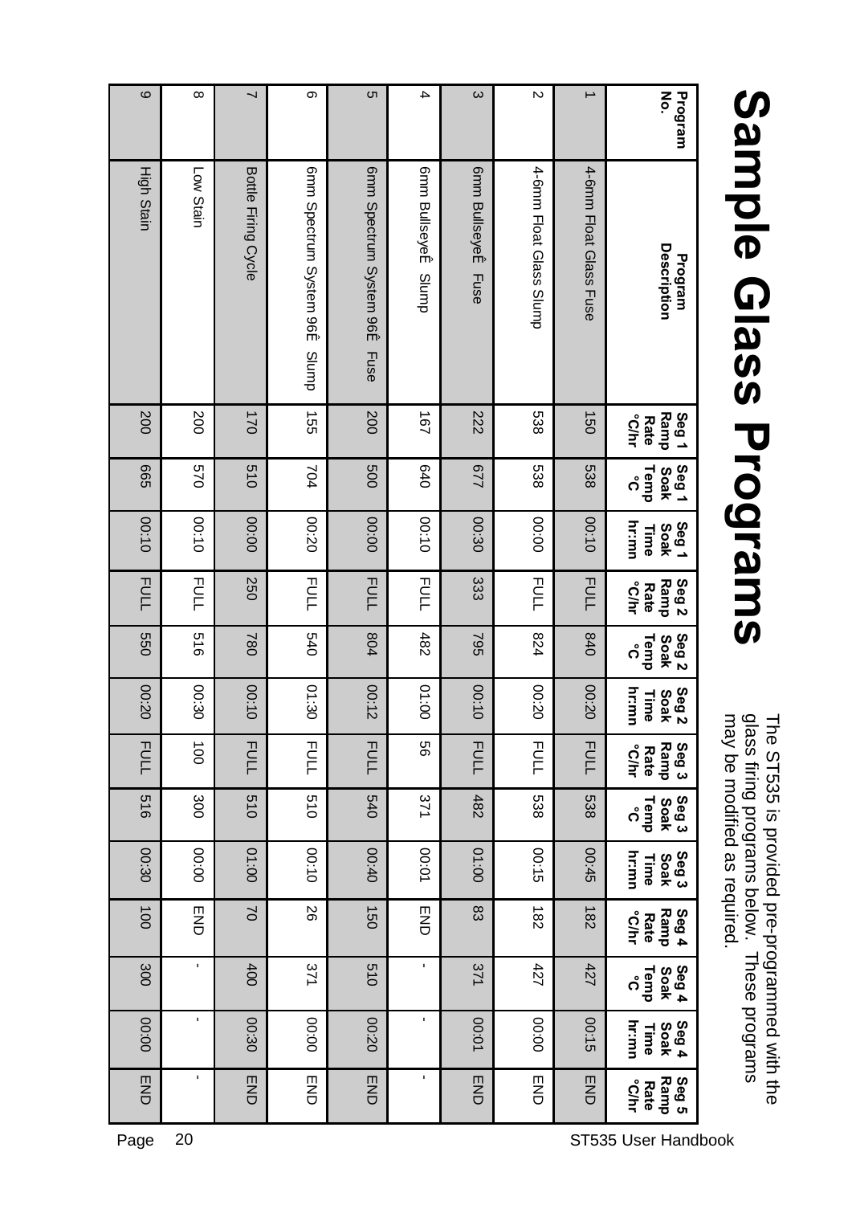# Sample Glass Programs

The ST535 is provided pre-programmed with the glass firing programs below. These programs may be modified as required.

| Program No. | Program Description | Seg 1 Ramp Rate °C/hr | Seg 1 Soak Temp °C | Seg 1 Soak Time hr:mn | Seg 2 Ramp Rate °C/hr | Seg 2 Soak Temp °C | Seg 2 Soak Time hr:mn | Seg 3 Ramp Rate °C/hr | Seg 3 Soak Temp °C | Seg 3 Soak Time hr:mn | Seg 4 Ramp Rate °C/hr | Seg 4 Soak Temp °C | Seg 4 Soak Time hr:mn | Seg 5 Ramp Rate °C/hr |
|---|---|---|---|---|---|---|---|---|---|---|---|---|---|---|
| 1 | 4-6mm Float Glass Fuse | 150 | 538 | 00:10 | FULL | 840 | 00:20 | FULL | 538 | 00:45 | 182 | 427 | 00:15 | END |
| 2 | 4-6mm Float Glass Slump | 538 | 538 | 00:00 | FULL | 824 | 00:20 | FULL | 538 | 00:15 | 182 | 427 | 00:00 | END |
| 3 | 6mm BullseyeÊ Fuse | 222 | 677 | 00:30 | 333 | 795 | 00:10 | FULL | 482 | 01:00 | 83 | 371 | 00:01 | END |
| 4 | 6mm BullseyeÊ Slump | 167 | 640 | 00:10 | FULL | 482 | 01:00 | 56 | 371 | 00:01 | END | - | - | - |
| 5 | 6mm Spectrum System 96Ê Fuse | 200 | 500 | 00:00 | FULL | 804 | 00:12 | FULL | 540 | 00:40 | 150 | 510 | 00:20 | END |
| 6 | 6mm Spectrum System 96Ê Slump | 155 | 704 | 00:20 | FULL | 540 | 01:30 | FULL | 510 | 00:10 | 26 | 371 | 00:00 | END |
| 7 | Bottle Firing Cycle | 170 | 510 | 00:00 | 250 | 780 | 00:10 | FULL | 510 | 01:00 | 70 | 400 | 00:30 | END |
| 8 | Low Stain | 200 | 570 | 00:10 | FULL | 516 | 00:30 | 100 | 300 | 00:00 | END | - | - | - |
| 9 | High Stain | 200 | 665 | 00:10 | FULL | 550 | 00:20 | FULL | 516 | 00:30 | 100 | 300 | 00:00 | END |